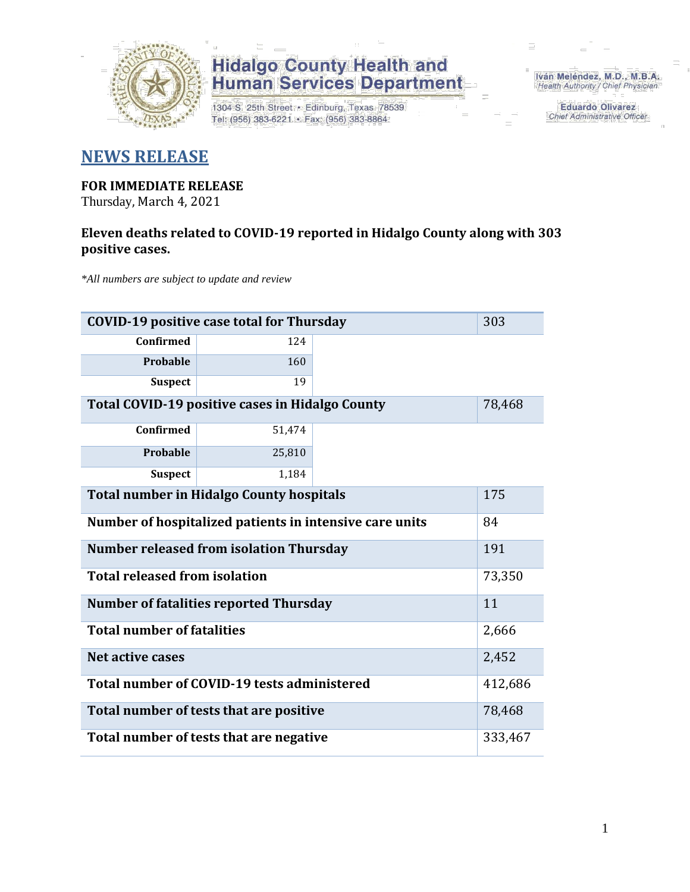**Hidalgo County Health and Human Services Department**

1304 S. 25th Street • Edinburg, Texas 78539
Tel: (956) 383-6221 • Fax: (956) 383-8864

Iván Meléndez, M.D., M.B.A.
Health Authority / Chief Physician

Eduardo Olivarez
Chief Administrative Officer

# NEWS RELEASE

**FOR IMMEDIATE RELEASE**
Thursday, March 4, 2021

**Eleven deaths related to COVID-19 reported in Hidalgo County along with 303 positive cases.**

*\*All numbers are subject to update and review*

| COVID-19 positive case total for Thursday | | | 303 |
|---|---|---|---|
| Confirmed | 124 | | |
| Probable | 160 | | |
| Suspect | 19 | | |
| **Total COVID-19 positive cases in Hidalgo County** | | | 78,468 |
| Confirmed | 51,474 | | |
| Probable | 25,810 | | |
| Suspect | 1,184 | | |
| **Total number in Hidalgo County hospitals** | | | 175 |
| **Number of hospitalized patients in intensive care units** | | | 84 |
| **Number released from isolation Thursday** | | | 191 |
| **Total released from isolation** | | | 73,350 |
| **Number of fatalities reported Thursday** | | | 11 |
| **Total number of fatalities** | | | 2,666 |
| **Net active cases** | | | 2,452 |
| **Total number of COVID-19 tests administered** | | | 412,686 |
| **Total number of tests that are positive** | | | 78,468 |
| **Total number of tests that are negative** | | | 333,467 |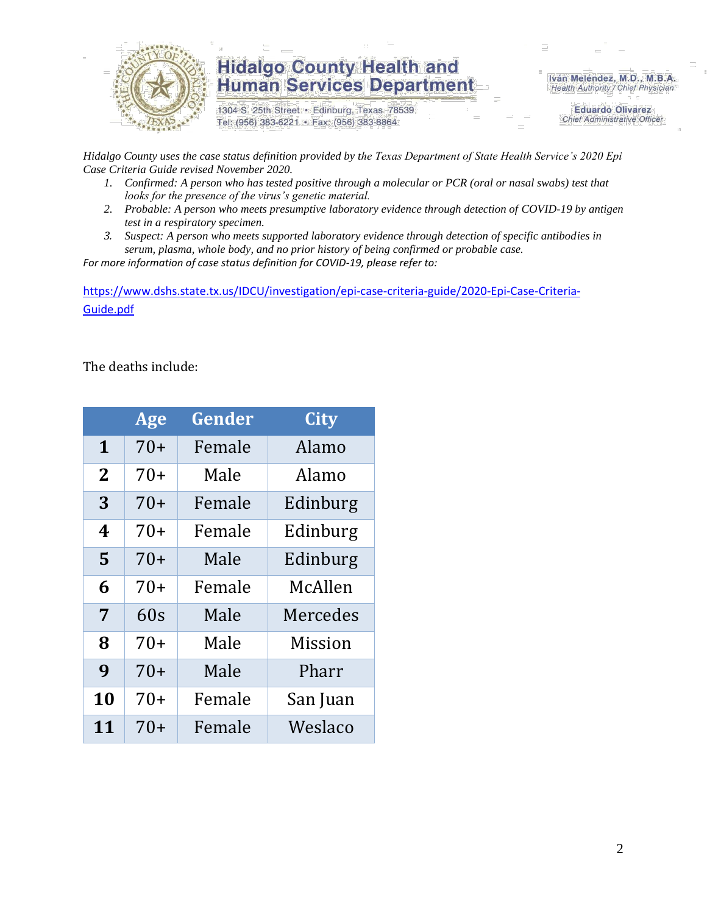**Hidalgo County Health and Human Services Department**

1304 S. 25th Street • Edinburg, Texas 78539
Tel: (956) 383-6221 • Fax: (956) 383-8864

Iván Meléndez, M.D., M.B.A.
*Health Authority / Chief Physician*

Eduardo Olivarez
*Chief Administrative Officer*

*Hidalgo County uses the case status definition provided by the Texas Department of State Health Service's 2020 Epi Case Criteria Guide revised November 2020.*

1. *Confirmed: A person who has tested positive through a molecular or PCR (oral or nasal swabs) test that looks for the presence of the virus's genetic material.*
2. *Probable: A person who meets presumptive laboratory evidence through detection of COVID-19 by antigen test in a respiratory specimen.*
3. *Suspect: A person who meets supported laboratory evidence through detection of specific antibodies in serum, plasma, whole body, and no prior history of being confirmed or probable case.*

*For more information of case status definition for COVID-19, please refer to:*

https://www.dshs.state.tx.us/IDCU/investigation/epi-case-criteria-guide/2020-Epi-Case-Criteria-Guide.pdf

The deaths include:

| | Age | Gender | City |
|---|---|---|---|
| **1** | 70+ | Female | Alamo |
| **2** | 70+ | Male | Alamo |
| **3** | 70+ | Female | Edinburg |
| **4** | 70+ | Female | Edinburg |
| **5** | 70+ | Male | Edinburg |
| **6** | 70+ | Female | McAllen |
| **7** | 60s | Male | Mercedes |
| **8** | 70+ | Male | Mission |
| **9** | 70+ | Male | Pharr |
| **10** | 70+ | Female | San Juan |
| **11** | 70+ | Female | Weslaco |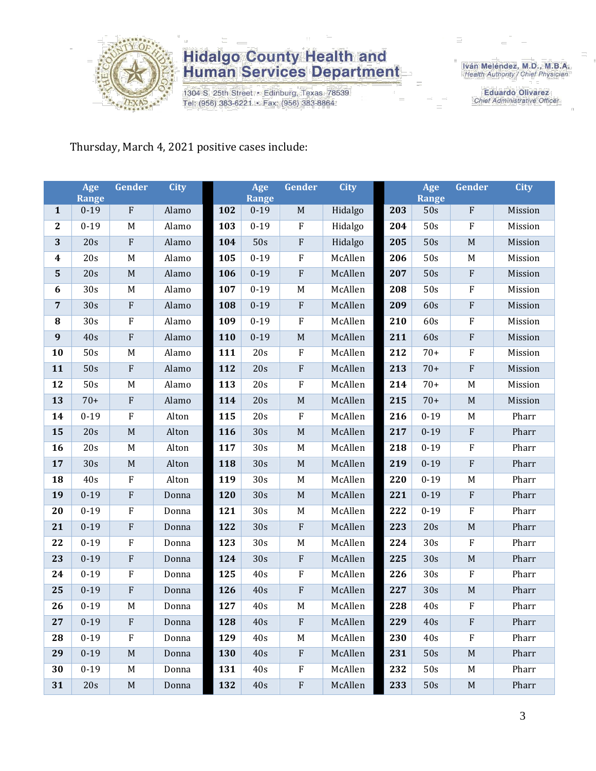Hidalgo County Health and Human Services Department

1304 S. 25th Street • Edinburg, Texas 78539
Tel: (956) 383-6221 • Fax: (956) 383-8864

Iván Meléndez, M.D., M.B.A.
Health Authority / Chief Physician

Eduardo Olivarez
Chief Administrative Officer

Thursday, March 4, 2021 positive cases include:

| | Age Range | Gender | City | | Age Range | Gender | City | | Age Range | Gender | City |
|---|---|---|---|---|---|---|---|---|---|---|---|
| 1 | 0-19 | F | Alamo | 102 | 0-19 | M | Hidalgo | 203 | 50s | F | Mission |
| 2 | 0-19 | M | Alamo | 103 | 0-19 | F | Hidalgo | 204 | 50s | F | Mission |
| 3 | 20s | F | Alamo | 104 | 50s | F | Hidalgo | 205 | 50s | M | Mission |
| 4 | 20s | M | Alamo | 105 | 0-19 | F | McAllen | 206 | 50s | M | Mission |
| 5 | 20s | M | Alamo | 106 | 0-19 | F | McAllen | 207 | 50s | F | Mission |
| 6 | 30s | M | Alamo | 107 | 0-19 | M | McAllen | 208 | 50s | F | Mission |
| 7 | 30s | F | Alamo | 108 | 0-19 | F | McAllen | 209 | 60s | F | Mission |
| 8 | 30s | F | Alamo | 109 | 0-19 | F | McAllen | 210 | 60s | F | Mission |
| 9 | 40s | F | Alamo | 110 | 0-19 | M | McAllen | 211 | 60s | F | Mission |
| 10 | 50s | M | Alamo | 111 | 20s | F | McAllen | 212 | 70+ | F | Mission |
| 11 | 50s | F | Alamo | 112 | 20s | F | McAllen | 213 | 70+ | F | Mission |
| 12 | 50s | M | Alamo | 113 | 20s | F | McAllen | 214 | 70+ | M | Mission |
| 13 | 70+ | F | Alamo | 114 | 20s | M | McAllen | 215 | 70+ | M | Mission |
| 14 | 0-19 | F | Alton | 115 | 20s | F | McAllen | 216 | 0-19 | M | Pharr |
| 15 | 20s | M | Alton | 116 | 30s | M | McAllen | 217 | 0-19 | F | Pharr |
| 16 | 20s | M | Alton | 117 | 30s | M | McAllen | 218 | 0-19 | F | Pharr |
| 17 | 30s | M | Alton | 118 | 30s | M | McAllen | 219 | 0-19 | F | Pharr |
| 18 | 40s | F | Alton | 119 | 30s | M | McAllen | 220 | 0-19 | M | Pharr |
| 19 | 0-19 | F | Donna | 120 | 30s | M | McAllen | 221 | 0-19 | F | Pharr |
| 20 | 0-19 | F | Donna | 121 | 30s | M | McAllen | 222 | 0-19 | F | Pharr |
| 21 | 0-19 | F | Donna | 122 | 30s | F | McAllen | 223 | 20s | M | Pharr |
| 22 | 0-19 | F | Donna | 123 | 30s | M | McAllen | 224 | 30s | F | Pharr |
| 23 | 0-19 | F | Donna | 124 | 30s | F | McAllen | 225 | 30s | M | Pharr |
| 24 | 0-19 | F | Donna | 125 | 40s | F | McAllen | 226 | 30s | F | Pharr |
| 25 | 0-19 | F | Donna | 126 | 40s | F | McAllen | 227 | 30s | M | Pharr |
| 26 | 0-19 | M | Donna | 127 | 40s | M | McAllen | 228 | 40s | F | Pharr |
| 27 | 0-19 | F | Donna | 128 | 40s | F | McAllen | 229 | 40s | F | Pharr |
| 28 | 0-19 | F | Donna | 129 | 40s | M | McAllen | 230 | 40s | F | Pharr |
| 29 | 0-19 | M | Donna | 130 | 40s | F | McAllen | 231 | 50s | M | Pharr |
| 30 | 0-19 | M | Donna | 131 | 40s | F | McAllen | 232 | 50s | M | Pharr |
| 31 | 20s | M | Donna | 132 | 40s | F | McAllen | 233 | 50s | M | Pharr |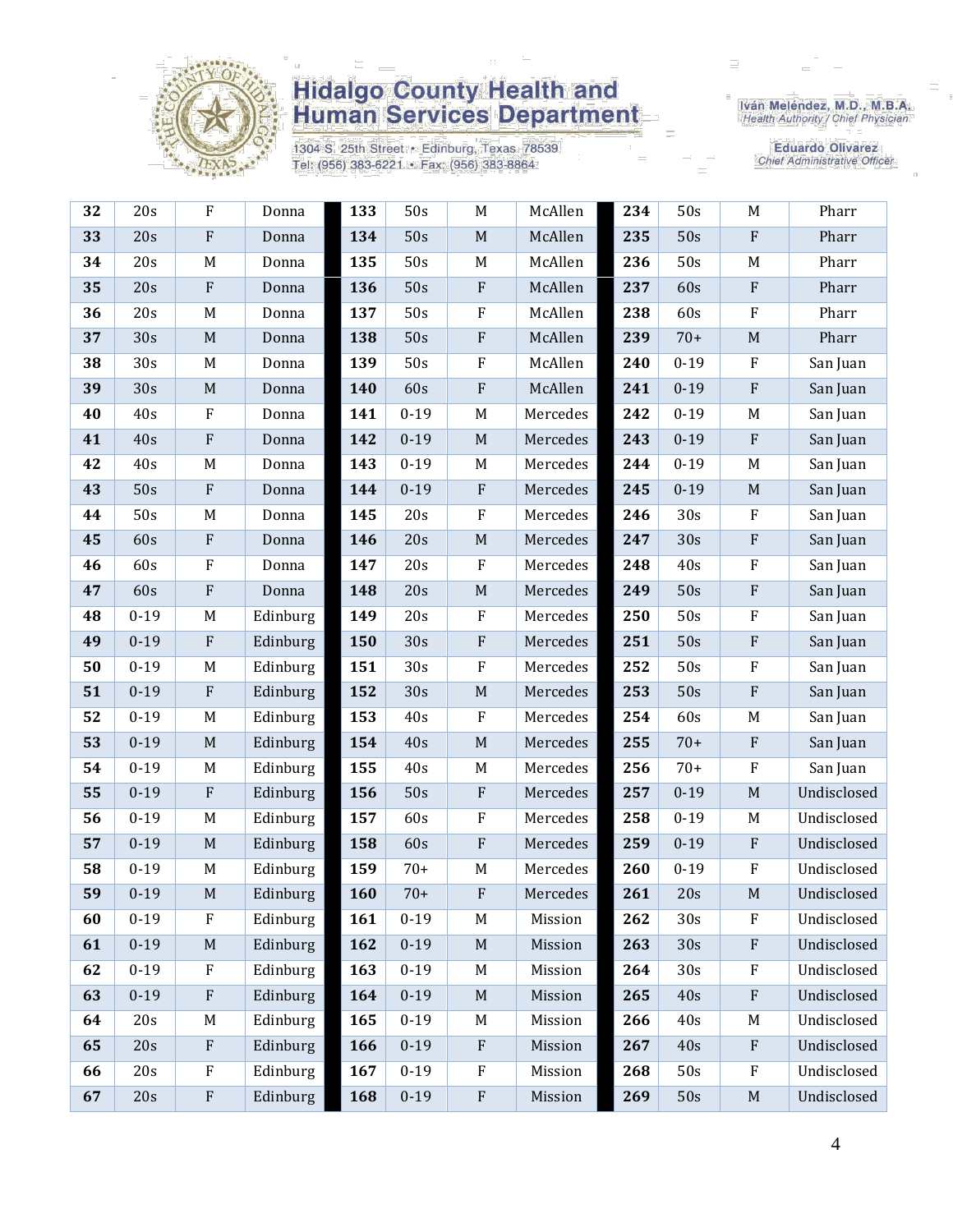| | | | |
|---|---|---|---|
| **32** | 20s | F | Donna |
| **33** | 20s | F | Donna |
| **34** | 20s | M | Donna |
| **35** | 20s | F | Donna |
| **36** | 20s | M | Donna |
| **37** | 30s | M | Donna |
| **38** | 30s | M | Donna |
| **39** | 30s | M | Donna |
| **40** | 40s | F | Donna |
| **41** | 40s | F | Donna |
| **42** | 40s | M | Donna |
| **43** | 50s | F | Donna |
| **44** | 50s | M | Donna |
| **45** | 60s | F | Donna |
| **46** | 60s | F | Donna |
| **47** | 60s | F | Donna |
| **48** | 0-19 | M | Edinburg |
| **49** | 0-19 | F | Edinburg |
| **50** | 0-19 | M | Edinburg |
| **51** | 0-19 | F | Edinburg |
| **52** | 0-19 | M | Edinburg |
| **53** | 0-19 | M | Edinburg |
| **54** | 0-19 | M | Edinburg |
| **55** | 0-19 | F | Edinburg |
| **56** | 0-19 | M | Edinburg |
| **57** | 0-19 | M | Edinburg |
| **58** | 0-19 | M | Edinburg |
| **59** | 0-19 | M | Edinburg |
| **60** | 0-19 | F | Edinburg |
| **61** | 0-19 | M | Edinburg |
| **62** | 0-19 | F | Edinburg |
| **63** | 0-19 | F | Edinburg |
| **64** | 20s | M | Edinburg |
| **65** | 20s | F | Edinburg |
| **66** | 20s | F | Edinburg |
| **67** | 20s | F | Edinburg |
| **133** | 50s | M | McAllen |
| **134** | 50s | M | McAllen |
| **135** | 50s | M | McAllen |
| **136** | 50s | F | McAllen |
| **137** | 50s | F | McAllen |
| **138** | 50s | F | McAllen |
| **139** | 50s | F | McAllen |
| **140** | 60s | F | McAllen |
| **141** | 0-19 | M | Mercedes |
| **142** | 0-19 | M | Mercedes |
| **143** | 0-19 | M | Mercedes |
| **144** | 0-19 | F | Mercedes |
| **145** | 20s | F | Mercedes |
| **146** | 20s | M | Mercedes |
| **147** | 20s | F | Mercedes |
| **148** | 20s | M | Mercedes |
| **149** | 20s | F | Mercedes |
| **150** | 30s | F | Mercedes |
| **151** | 30s | F | Mercedes |
| **152** | 30s | M | Mercedes |
| **153** | 40s | F | Mercedes |
| **154** | 40s | M | Mercedes |
| **155** | 40s | M | Mercedes |
| **156** | 50s | F | Mercedes |
| **157** | 60s | F | Mercedes |
| **158** | 60s | F | Mercedes |
| **159** | 70+ | M | Mercedes |
| **160** | 70+ | F | Mercedes |
| **161** | 0-19 | M | Mission |
| **162** | 0-19 | M | Mission |
| **163** | 0-19 | M | Mission |
| **164** | 0-19 | M | Mission |
| **165** | 0-19 | M | Mission |
| **166** | 0-19 | F | Mission |
| **167** | 0-19 | F | Mission |
| **168** | 0-19 | F | Mission |
| **234** | 50s | M | Pharr |
| **235** | 50s | F | Pharr |
| **236** | 50s | M | Pharr |
| **237** | 60s | F | Pharr |
| **238** | 60s | F | Pharr |
| **239** | 70+ | M | Pharr |
| **240** | 0-19 | F | San Juan |
| **241** | 0-19 | F | San Juan |
| **242** | 0-19 | M | San Juan |
| **243** | 0-19 | F | San Juan |
| **244** | 0-19 | M | San Juan |
| **245** | 0-19 | M | San Juan |
| **246** | 30s | F | San Juan |
| **247** | 30s | F | San Juan |
| **248** | 40s | F | San Juan |
| **249** | 50s | F | San Juan |
| **250** | 50s | F | San Juan |
| **251** | 50s | F | San Juan |
| **252** | 50s | F | San Juan |
| **253** | 50s | F | San Juan |
| **254** | 60s | M | San Juan |
| **255** | 70+ | F | San Juan |
| **256** | 70+ | F | San Juan |
| **257** | 0-19 | M | Undisclosed |
| **258** | 0-19 | M | Undisclosed |
| **259** | 0-19 | F | Undisclosed |
| **260** | 0-19 | F | Undisclosed |
| **261** | 20s | M | Undisclosed |
| **262** | 30s | F | Undisclosed |
| **263** | 30s | F | Undisclosed |
| **264** | 30s | F | Undisclosed |
| **265** | 40s | F | Undisclosed |
| **266** | 40s | M | Undisclosed |
| **267** | 40s | F | Undisclosed |
| **268** | 50s | F | Undisclosed |
| **269** | 50s | M | Undisclosed |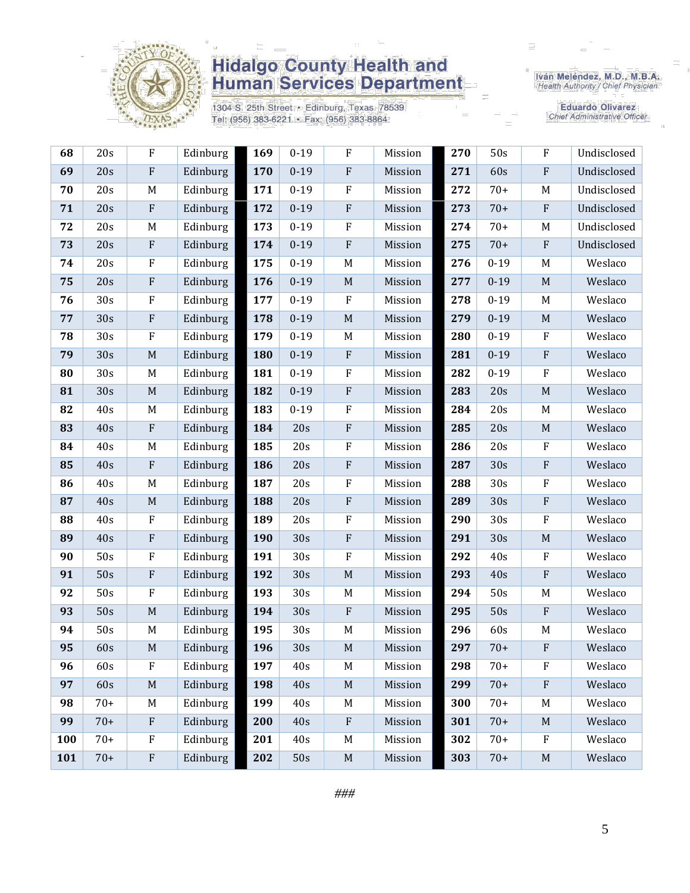Hidalgo County Health and Human Services Department

1304 S. 25th Street • Edinburg, Texas 78539
Tel: (956) 383-6221 • Fax: (956) 383-8864

Iván Meléndez, M.D., M.B.A.
Health Authority / Chief Physician

Eduardo Olivarez
Chief Administrative Officer

| | | | | | | | | | | | |
|---|---|---|---|---|---|---|---|---|---|---|---|
| **68** | 20s | F | Edinburg | **169** | 0-19 | F | Mission | **270** | 50s | F | Undisclosed |
| **69** | 20s | F | Edinburg | **170** | 0-19 | F | Mission | **271** | 60s | F | Undisclosed |
| **70** | 20s | M | Edinburg | **171** | 0-19 | F | Mission | **272** | 70+ | M | Undisclosed |
| **71** | 20s | F | Edinburg | **172** | 0-19 | F | Mission | **273** | 70+ | F | Undisclosed |
| **72** | 20s | M | Edinburg | **173** | 0-19 | F | Mission | **274** | 70+ | M | Undisclosed |
| **73** | 20s | F | Edinburg | **174** | 0-19 | F | Mission | **275** | 70+ | F | Undisclosed |
| **74** | 20s | F | Edinburg | **175** | 0-19 | M | Mission | **276** | 0-19 | M | Weslaco |
| **75** | 20s | F | Edinburg | **176** | 0-19 | M | Mission | **277** | 0-19 | M | Weslaco |
| **76** | 30s | F | Edinburg | **177** | 0-19 | F | Mission | **278** | 0-19 | M | Weslaco |
| **77** | 30s | F | Edinburg | **178** | 0-19 | M | Mission | **279** | 0-19 | M | Weslaco |
| **78** | 30s | F | Edinburg | **179** | 0-19 | M | Mission | **280** | 0-19 | F | Weslaco |
| **79** | 30s | M | Edinburg | **180** | 0-19 | F | Mission | **281** | 0-19 | F | Weslaco |
| **80** | 30s | M | Edinburg | **181** | 0-19 | F | Mission | **282** | 0-19 | F | Weslaco |
| **81** | 30s | M | Edinburg | **182** | 0-19 | F | Mission | **283** | 20s | M | Weslaco |
| **82** | 40s | M | Edinburg | **183** | 0-19 | F | Mission | **284** | 20s | M | Weslaco |
| **83** | 40s | F | Edinburg | **184** | 20s | F | Mission | **285** | 20s | M | Weslaco |
| **84** | 40s | M | Edinburg | **185** | 20s | F | Mission | **286** | 20s | F | Weslaco |
| **85** | 40s | F | Edinburg | **186** | 20s | F | Mission | **287** | 30s | F | Weslaco |
| **86** | 40s | M | Edinburg | **187** | 20s | F | Mission | **288** | 30s | F | Weslaco |
| **87** | 40s | M | Edinburg | **188** | 20s | F | Mission | **289** | 30s | F | Weslaco |
| **88** | 40s | F | Edinburg | **189** | 20s | F | Mission | **290** | 30s | F | Weslaco |
| **89** | 40s | F | Edinburg | **190** | 30s | F | Mission | **291** | 30s | M | Weslaco |
| **90** | 50s | F | Edinburg | **191** | 30s | F | Mission | **292** | 40s | F | Weslaco |
| **91** | 50s | F | Edinburg | **192** | 30s | M | Mission | **293** | 40s | F | Weslaco |
| **92** | 50s | F | Edinburg | **193** | 30s | M | Mission | **294** | 50s | M | Weslaco |
| **93** | 50s | M | Edinburg | **194** | 30s | F | Mission | **295** | 50s | F | Weslaco |
| **94** | 50s | M | Edinburg | **195** | 30s | M | Mission | **296** | 60s | M | Weslaco |
| **95** | 60s | M | Edinburg | **196** | 30s | M | Mission | **297** | 70+ | F | Weslaco |
| **96** | 60s | F | Edinburg | **197** | 40s | M | Mission | **298** | 70+ | F | Weslaco |
| **97** | 60s | M | Edinburg | **198** | 40s | M | Mission | **299** | 70+ | F | Weslaco |
| **98** | 70+ | M | Edinburg | **199** | 40s | M | Mission | **300** | 70+ | M | Weslaco |
| **99** | 70+ | F | Edinburg | **200** | 40s | F | Mission | **301** | 70+ | M | Weslaco |
| **100** | 70+ | F | Edinburg | **201** | 40s | M | Mission | **302** | 70+ | F | Weslaco |
| **101** | 70+ | F | Edinburg | **202** | 50s | M | Mission | **303** | 70+ | M | Weslaco |

###